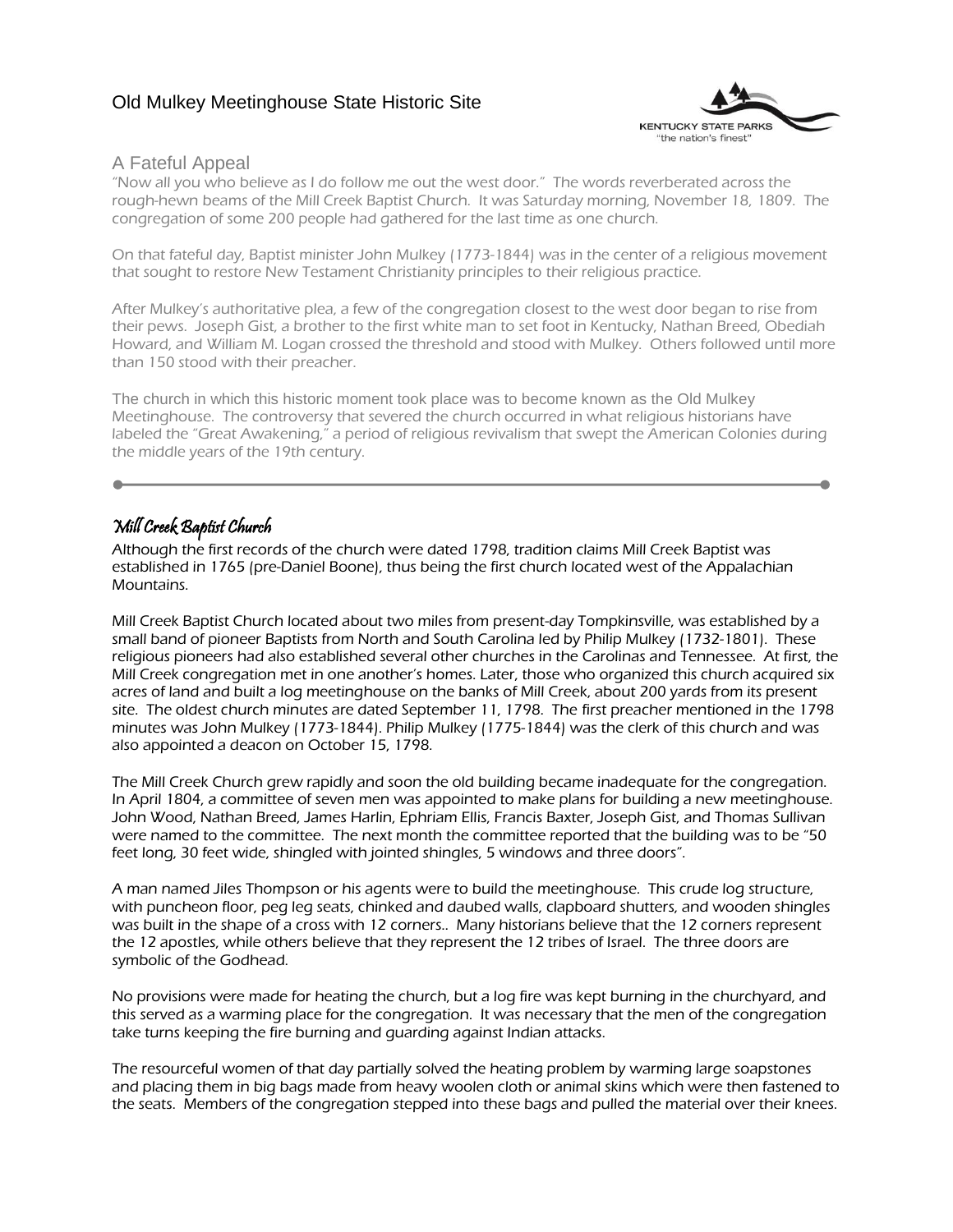# Old Mulkey Meetinghouse State Historic Site

KENTUCKY STATE PARKS
"the nation's finest"

## A Fateful Appeal

"Now all you who believe as I do follow me out the west door." The words reverberated across the rough-hewn beams of the Mill Creek Baptist Church. It was Saturday morning, November 18, 1809. The congregation of some 200 people had gathered for the last time as one church.

On that fateful day, Baptist minister John Mulkey (1773-1844) was in the center of a religious movement that sought to restore New Testament Christianity principles to their religious practice.

After Mulkey's authoritative plea, a few of the congregation closest to the west door began to rise from their pews. Joseph Gist, a brother to the first white man to set foot in Kentucky, Nathan Breed, Obediah Howard, and William M. Logan crossed the threshold and stood with Mulkey. Others followed until more than 150 stood with their preacher.

The church in which this historic moment took place was to become known as the Old Mulkey Meetinghouse. The controversy that severed the church occurred in what religious historians have labeled the "Great Awakening," a period of religious revivalism that swept the American Colonies during the middle years of the 19th century.

---

## *Mill Creek Baptist Church*

Although the first records of the church were dated 1798, tradition claims Mill Creek Baptist was established in 1765 (pre-Daniel Boone), thus being the first church located west of the Appalachian Mountains.

Mill Creek Baptist Church located about two miles from present-day Tompkinsville, was established by a small band of pioneer Baptists from North and South Carolina led by Philip Mulkey (1732-1801). These religious pioneers had also established several other churches in the Carolinas and Tennessee. At first, the Mill Creek congregation met in one another's homes. Later, those who organized this church acquired six acres of land and built a log meetinghouse on the banks of Mill Creek, about 200 yards from its present site. The oldest church minutes are dated September 11, 1798. The first preacher mentioned in the 1798 minutes was John Mulkey (1773-1844). Philip Mulkey (1775-1844) was the clerk of this church and was also appointed a deacon on October 15, 1798.

The Mill Creek Church grew rapidly and soon the old building became inadequate for the congregation. In April 1804, a committee of seven men was appointed to make plans for building a new meetinghouse. John Wood, Nathan Breed, James Harlin, Ephriam Ellis, Francis Baxter, Joseph Gist, and Thomas Sullivan were named to the committee. The next month the committee reported that the building was to be "50 feet long, 30 feet wide, shingled with jointed shingles, 5 windows and three doors".

A man named Jiles Thompson or his agents were to build the meetinghouse. This crude log structure, with puncheon floor, peg leg seats, chinked and daubed walls, clapboard shutters, and wooden shingles was built in the shape of a cross with 12 corners.. Many historians believe that the 12 corners represent the 12 apostles, while others believe that they represent the 12 tribes of Israel. The three doors are symbolic of the Godhead.

No provisions were made for heating the church, but a log fire was kept burning in the churchyard, and this served as a warming place for the congregation. It was necessary that the men of the congregation take turns keeping the fire burning and guarding against Indian attacks.

The resourceful women of that day partially solved the heating problem by warming large soapstones and placing them in big bags made from heavy woolen cloth or animal skins which were then fastened to the seats. Members of the congregation stepped into these bags and pulled the material over their knees.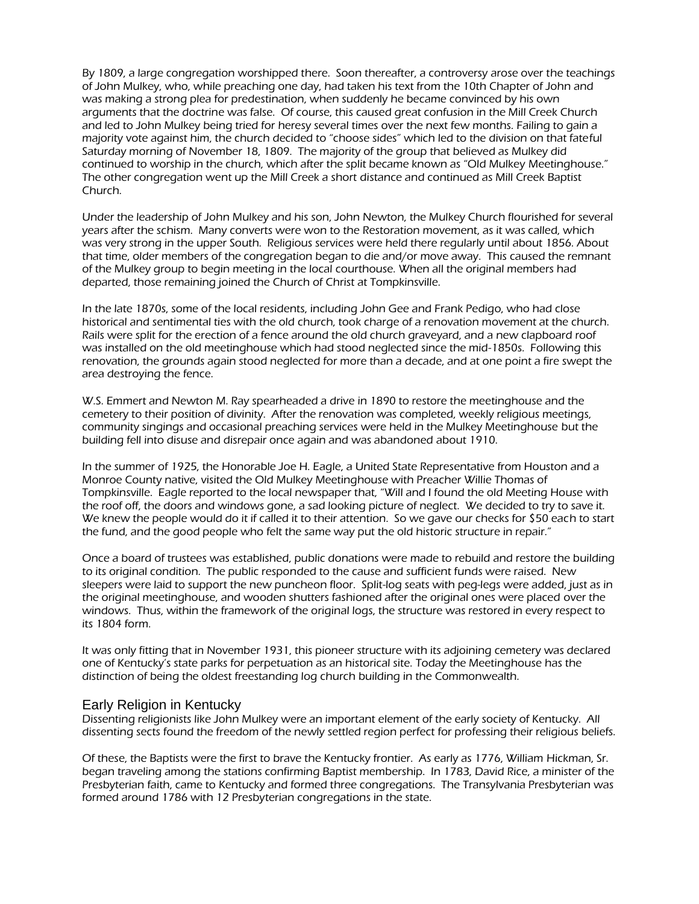By 1809, a large congregation worshipped there. Soon thereafter, a controversy arose over the teachings of John Mulkey, who, while preaching one day, had taken his text from the 10th Chapter of John and was making a strong plea for predestination, when suddenly he became convinced by his own arguments that the doctrine was false. Of course, this caused great confusion in the Mill Creek Church and led to John Mulkey being tried for heresy several times over the next few months. Failing to gain a majority vote against him, the church decided to "choose sides" which led to the division on that fateful Saturday morning of November 18, 1809. The majority of the group that believed as Mulkey did continued to worship in the church, which after the split became known as "Old Mulkey Meetinghouse." The other congregation went up the Mill Creek a short distance and continued as Mill Creek Baptist Church.

Under the leadership of John Mulkey and his son, John Newton, the Mulkey Church flourished for several years after the schism. Many converts were won to the Restoration movement, as it was called, which was very strong in the upper South. Religious services were held there regularly until about 1856. About that time, older members of the congregation began to die and/or move away. This caused the remnant of the Mulkey group to begin meeting in the local courthouse. When all the original members had departed, those remaining joined the Church of Christ at Tompkinsville.

In the late 1870s, some of the local residents, including John Gee and Frank Pedigo, who had close historical and sentimental ties with the old church, took charge of a renovation movement at the church. Rails were split for the erection of a fence around the old church graveyard, and a new clapboard roof was installed on the old meetinghouse which had stood neglected since the mid-1850s. Following this renovation, the grounds again stood neglected for more than a decade, and at one point a fire swept the area destroying the fence.

W.S. Emmert and Newton M. Ray spearheaded a drive in 1890 to restore the meetinghouse and the cemetery to their position of divinity. After the renovation was completed, weekly religious meetings, community singings and occasional preaching services were held in the Mulkey Meetinghouse but the building fell into disuse and disrepair once again and was abandoned about 1910.

In the summer of 1925, the Honorable Joe H. Eagle, a United State Representative from Houston and a Monroe County native, visited the Old Mulkey Meetinghouse with Preacher Willie Thomas of Tompkinsville. Eagle reported to the local newspaper that, "Will and I found the old Meeting House with the roof off, the doors and windows gone, a sad looking picture of neglect. We decided to try to save it. We knew the people would do it if called it to their attention. So we gave our checks for $50 each to start the fund, and the good people who felt the same way put the old historic structure in repair."

Once a board of trustees was established, public donations were made to rebuild and restore the building to its original condition. The public responded to the cause and sufficient funds were raised. New sleepers were laid to support the new puncheon floor. Split-log seats with peg-legs were added, just as in the original meetinghouse, and wooden shutters fashioned after the original ones were placed over the windows. Thus, within the framework of the original logs, the structure was restored in every respect to its 1804 form.

It was only fitting that in November 1931, this pioneer structure with its adjoining cemetery was declared one of Kentucky's state parks for perpetuation as an historical site. Today the Meetinghouse has the distinction of being the oldest freestanding log church building in the Commonwealth.

## Early Religion in Kentucky

Dissenting religionists like John Mulkey were an important element of the early society of Kentucky. All dissenting sects found the freedom of the newly settled region perfect for professing their religious beliefs.

Of these, the Baptists were the first to brave the Kentucky frontier. As early as 1776, William Hickman, Sr. began traveling among the stations confirming Baptist membership. In 1783, David Rice, a minister of the Presbyterian faith, came to Kentucky and formed three congregations. The Transylvania Presbyterian was formed around 1786 with 12 Presbyterian congregations in the state.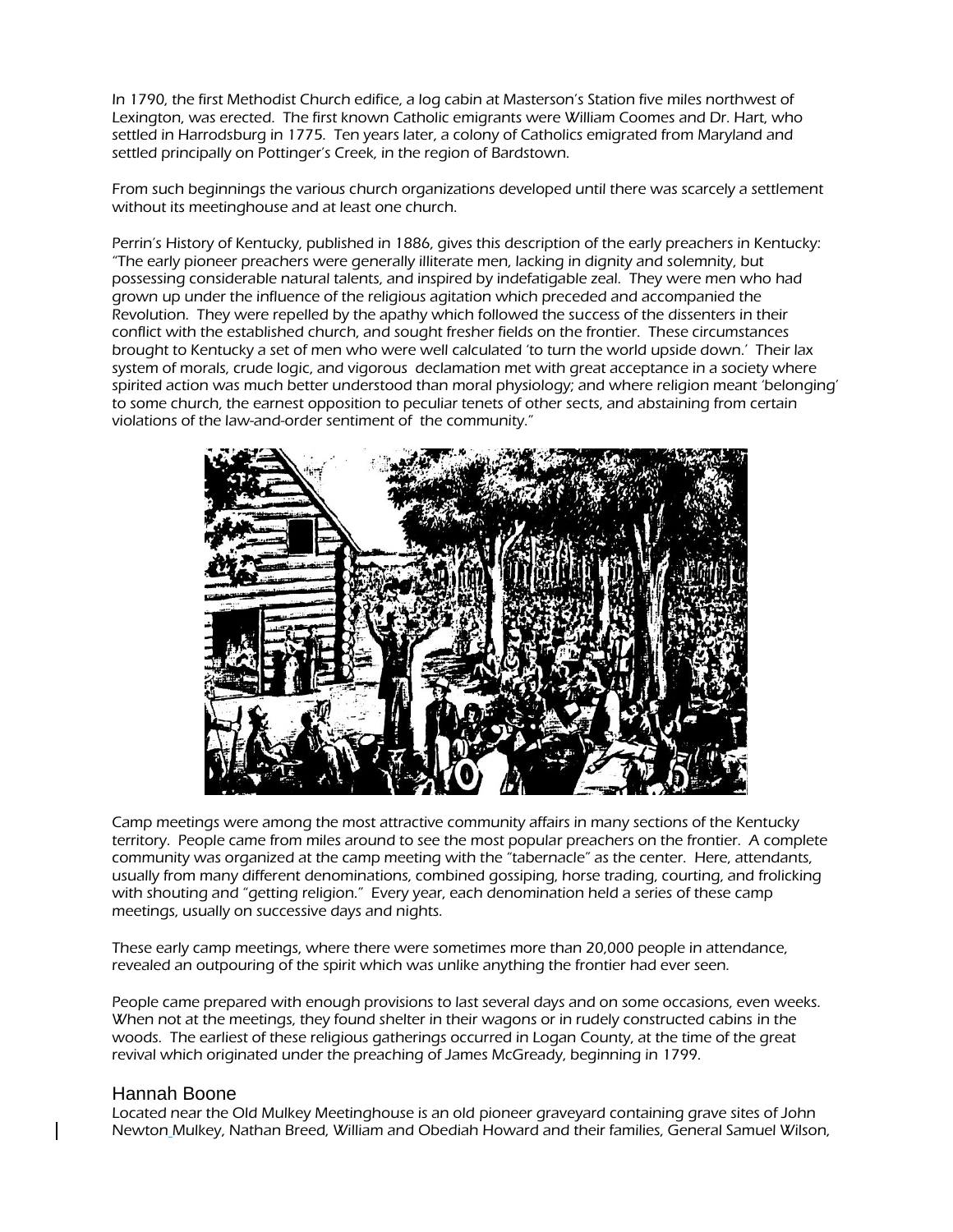In 1790, the first Methodist Church edifice, a log cabin at Masterson's Station five miles northwest of Lexington, was erected. The first known Catholic emigrants were William Coomes and Dr. Hart, who settled in Harrodsburg in 1775. Ten years later, a colony of Catholics emigrated from Maryland and settled principally on Pottinger's Creek, in the region of Bardstown.

From such beginnings the various church organizations developed until there was scarcely a settlement without its meetinghouse and at least one church.

Perrin's History of Kentucky, published in 1886, gives this description of the early preachers in Kentucky: "The early pioneer preachers were generally illiterate men, lacking in dignity and solemnity, but possessing considerable natural talents, and inspired by indefatigable zeal. They were men who had grown up under the influence of the religious agitation which preceded and accompanied the Revolution. They were repelled by the apathy which followed the success of the dissenters in their conflict with the established church, and sought fresher fields on the frontier. These circumstances brought to Kentucky a set of men who were well calculated 'to turn the world upside down.' Their lax system of morals, crude logic, and vigorous declamation met with great acceptance in a society where spirited action was much better understood than moral physiology; and where religion meant 'belonging' to some church, the earnest opposition to peculiar tenets of other sects, and abstaining from certain violations of the law-and-order sentiment of the community."

Camp meetings were among the most attractive community affairs in many sections of the Kentucky territory. People came from miles around to see the most popular preachers on the frontier. A complete community was organized at the camp meeting with the "tabernacle" as the center. Here, attendants, usually from many different denominations, combined gossiping, horse trading, courting, and frolicking with shouting and "getting religion." Every year, each denomination held a series of these camp meetings, usually on successive days and nights.

These early camp meetings, where there were sometimes more than 20,000 people in attendance, revealed an outpouring of the spirit which was unlike anything the frontier had ever seen.

People came prepared with enough provisions to last several days and on some occasions, even weeks. When not at the meetings, they found shelter in their wagons or in rudely constructed cabins in the woods. The earliest of these religious gatherings occurred in Logan County, at the time of the great revival which originated under the preaching of James McGready, beginning in 1799.

## Hannah Boone

Located near the Old Mulkey Meetinghouse is an old pioneer graveyard containing grave sites of John Newton Mulkey, Nathan Breed, William and Obediah Howard and their families, General Samuel Wilson,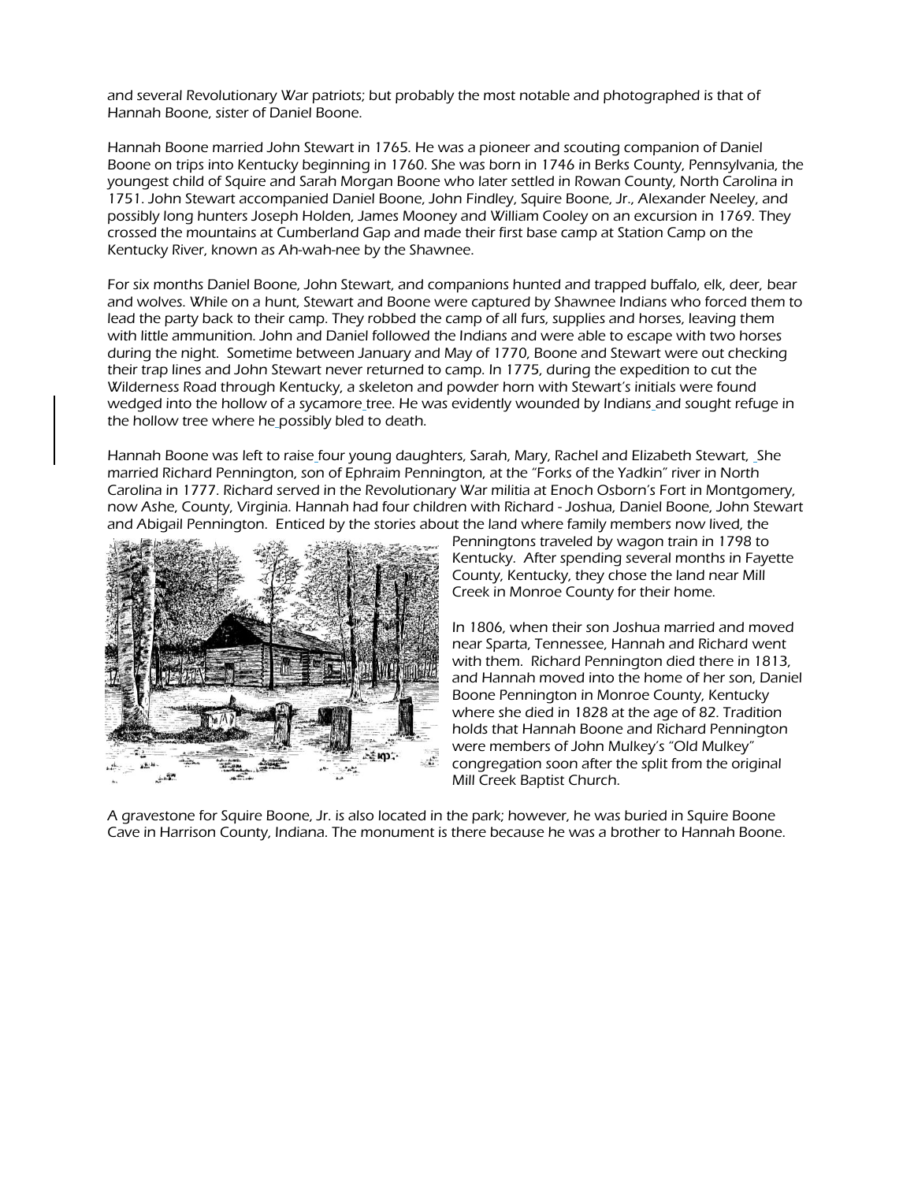and several Revolutionary War patriots; but probably the most notable and photographed is that of Hannah Boone, sister of Daniel Boone.

Hannah Boone married John Stewart in 1765. He was a pioneer and scouting companion of Daniel Boone on trips into Kentucky beginning in 1760. She was born in 1746 in Berks County, Pennsylvania, the youngest child of Squire and Sarah Morgan Boone who later settled in Rowan County, North Carolina in 1751. John Stewart accompanied Daniel Boone, John Findley, Squire Boone, Jr., Alexander Neeley, and possibly long hunters Joseph Holden, James Mooney and William Cooley on an excursion in 1769. They crossed the mountains at Cumberland Gap and made their first base camp at Station Camp on the Kentucky River, known as Ah-wah-nee by the Shawnee.

For six months Daniel Boone, John Stewart, and companions hunted and trapped buffalo, elk, deer, bear and wolves. While on a hunt, Stewart and Boone were captured by Shawnee Indians who forced them to lead the party back to their camp. They robbed the camp of all furs, supplies and horses, leaving them with little ammunition. John and Daniel followed the Indians and were able to escape with two horses during the night. Sometime between January and May of 1770, Boone and Stewart were out checking their trap lines and John Stewart never returned to camp. In 1775, during the expedition to cut the Wilderness Road through Kentucky, a skeleton and powder horn with Stewart's initials were found wedged into the hollow of a sycamore tree. He was evidently wounded by Indians and sought refuge in the hollow tree where he possibly bled to death.

Hannah Boone was left to raise four young daughters, Sarah, Mary, Rachel and Elizabeth Stewart. She married Richard Pennington, son of Ephraim Pennington, at the "Forks of the Yadkin" river in North Carolina in 1777. Richard served in the Revolutionary War militia at Enoch Osborn's Fort in Montgomery, now Ashe, County, Virginia. Hannah had four children with Richard - Joshua, Daniel Boone, John Stewart and Abigail Pennington. Enticed by the stories about the land where family members now lived, the Penningtons traveled by wagon train in 1798 to Kentucky. After spending several months in Fayette County, Kentucky, they chose the land near Mill Creek in Monroe County for their home.

In 1806, when their son Joshua married and moved near Sparta, Tennessee, Hannah and Richard went with them. Richard Pennington died there in 1813, and Hannah moved into the home of her son, Daniel Boone Pennington in Monroe County, Kentucky where she died in 1828 at the age of 82. Tradition holds that Hannah Boone and Richard Pennington were members of John Mulkey's "Old Mulkey" congregation soon after the split from the original Mill Creek Baptist Church.

A gravestone for Squire Boone, Jr. is also located in the park; however, he was buried in Squire Boone Cave in Harrison County, Indiana. The monument is there because he was a brother to Hannah Boone.